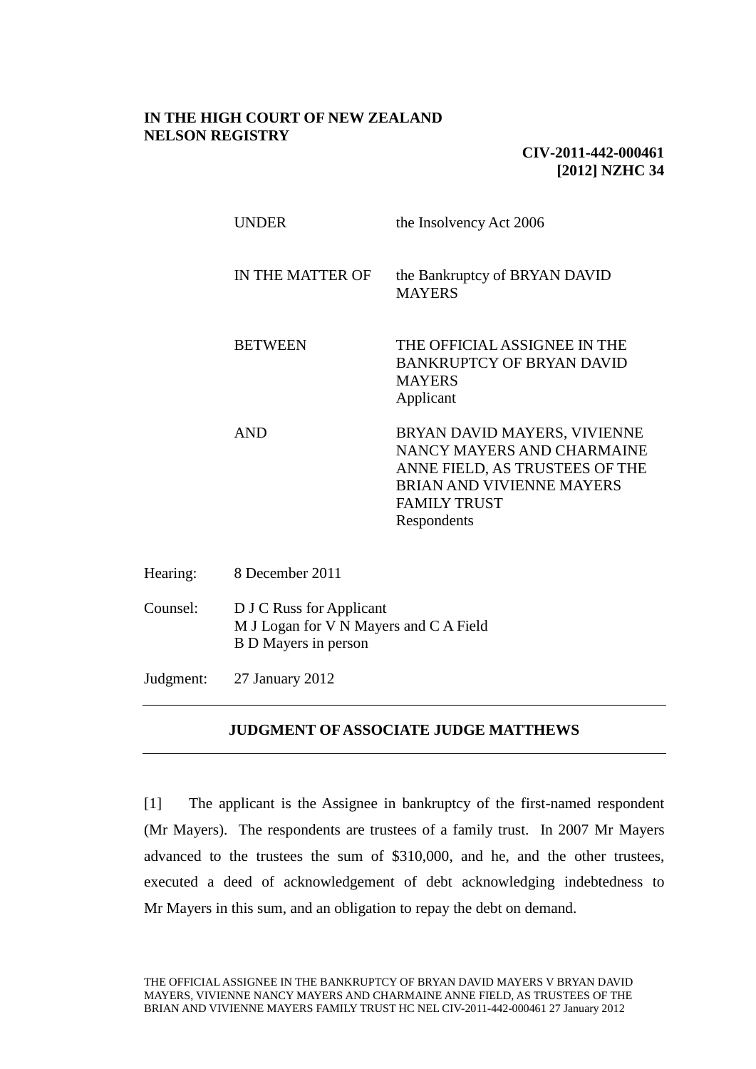**IN THE HIGH COURT OF NEW ZEALAND**
**NELSON REGISTRY**

**CIV-2011-442-000461**
**[2012] NZHC 34**

| | |
|---|---|
| UNDER | the Insolvency Act 2006 |
| IN THE MATTER OF | the Bankruptcy of BRYAN DAVID MAYERS |
| BETWEEN | THE OFFICIAL ASSIGNEE IN THE BANKRUPTCY OF BRYAN DAVID MAYERS<br>Applicant |
| AND | BRYAN DAVID MAYERS, VIVIENNE NANCY MAYERS AND CHARMAINE ANNE FIELD, AS TRUSTEES OF THE BRIAN AND VIVIENNE MAYERS FAMILY TRUST<br>Respondents |

Hearing: 8 December 2011

Counsel: D J C Russ for Applicant
M J Logan for V N Mayers and C A Field
B D Mayers in person

Judgment: 27 January 2012

---

## JUDGMENT OF ASSOCIATE JUDGE MATTHEWS

---

[1] The applicant is the Assignee in bankruptcy of the first-named respondent (Mr Mayers). The respondents are trustees of a family trust. In 2007 Mr Mayers advanced to the trustees the sum of $310,000, and he, and the other trustees, executed a deed of acknowledgement of debt acknowledging indebtedness to Mr Mayers in this sum, and an obligation to repay the debt on demand.

THE OFFICIAL ASSIGNEE IN THE BANKRUPTCY OF BRYAN DAVID MAYERS V BRYAN DAVID MAYERS, VIVIENNE NANCY MAYERS AND CHARMAINE ANNE FIELD, AS TRUSTEES OF THE BRIAN AND VIVIENNE MAYERS FAMILY TRUST HC NEL CIV-2011-442-000461 27 January 2012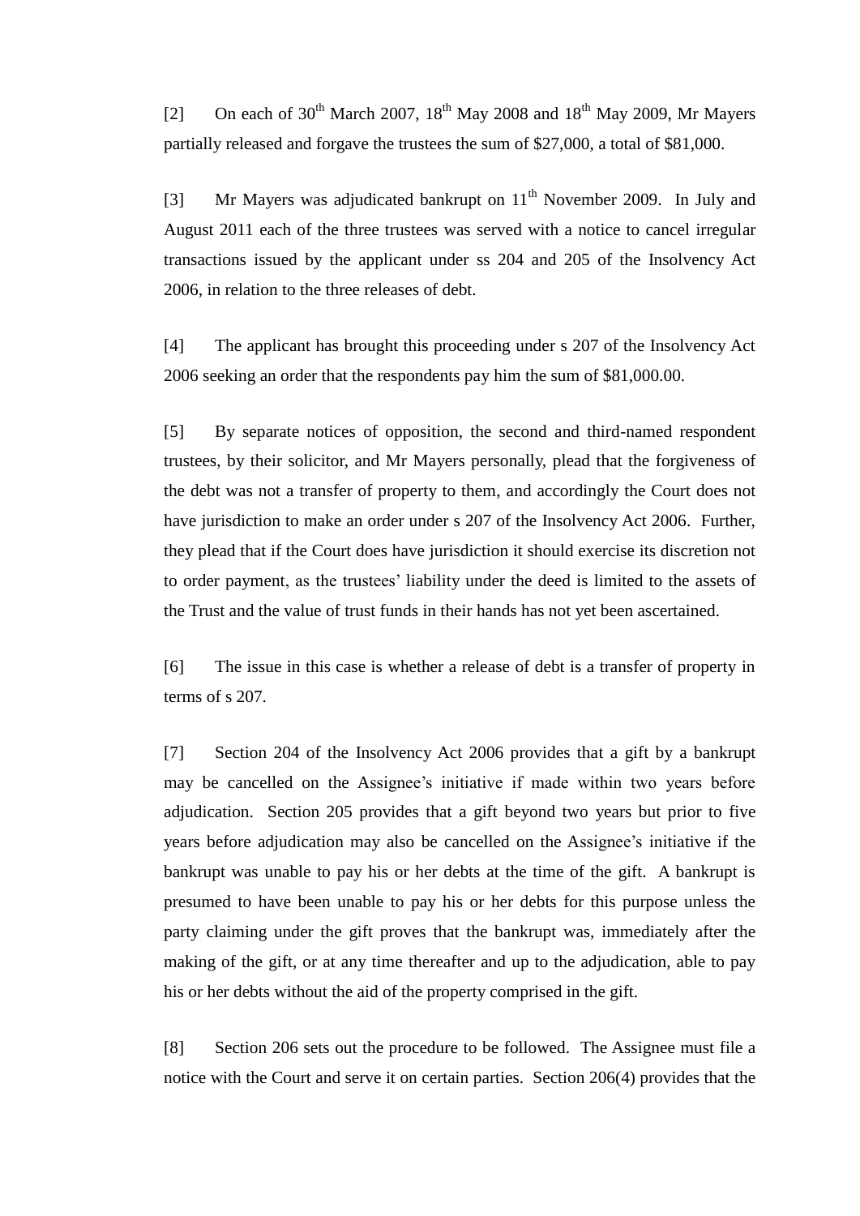[2] On each of 30th March 2007, 18th May 2008 and 18th May 2009, Mr Mayers partially released and forgave the trustees the sum of $27,000, a total of $81,000.

[3] Mr Mayers was adjudicated bankrupt on 11th November 2009. In July and August 2011 each of the three trustees was served with a notice to cancel irregular transactions issued by the applicant under ss 204 and 205 of the Insolvency Act 2006, in relation to the three releases of debt.

[4] The applicant has brought this proceeding under s 207 of the Insolvency Act 2006 seeking an order that the respondents pay him the sum of $81,000.00.

[5] By separate notices of opposition, the second and third-named respondent trustees, by their solicitor, and Mr Mayers personally, plead that the forgiveness of the debt was not a transfer of property to them, and accordingly the Court does not have jurisdiction to make an order under s 207 of the Insolvency Act 2006. Further, they plead that if the Court does have jurisdiction it should exercise its discretion not to order payment, as the trustees' liability under the deed is limited to the assets of the Trust and the value of trust funds in their hands has not yet been ascertained.

[6] The issue in this case is whether a release of debt is a transfer of property in terms of s 207.

[7] Section 204 of the Insolvency Act 2006 provides that a gift by a bankrupt may be cancelled on the Assignee's initiative if made within two years before adjudication. Section 205 provides that a gift beyond two years but prior to five years before adjudication may also be cancelled on the Assignee's initiative if the bankrupt was unable to pay his or her debts at the time of the gift. A bankrupt is presumed to have been unable to pay his or her debts for this purpose unless the party claiming under the gift proves that the bankrupt was, immediately after the making of the gift, or at any time thereafter and up to the adjudication, able to pay his or her debts without the aid of the property comprised in the gift.

[8] Section 206 sets out the procedure to be followed. The Assignee must file a notice with the Court and serve it on certain parties. Section 206(4) provides that the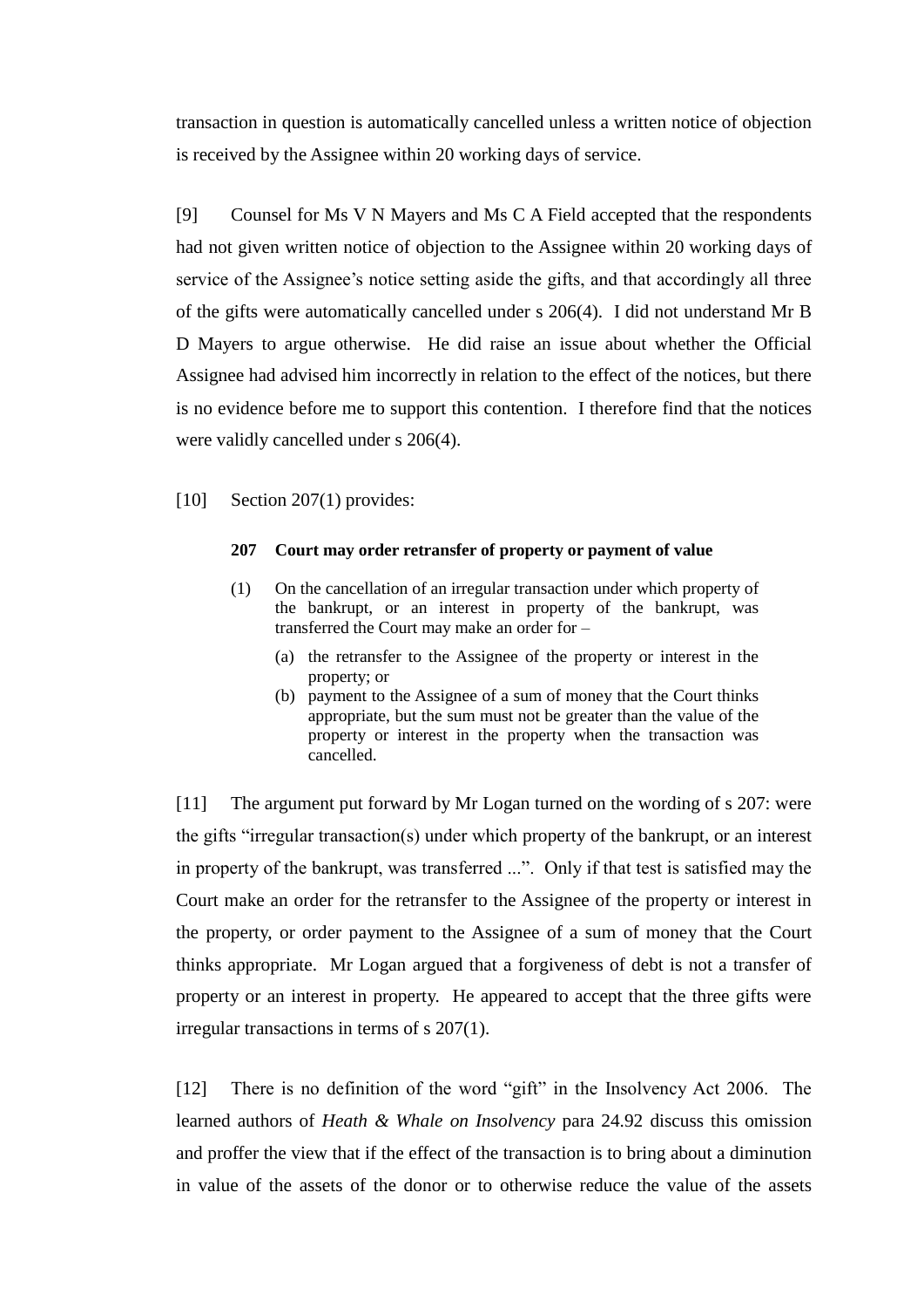transaction in question is automatically cancelled unless a written notice of objection is received by the Assignee within 20 working days of service.

[9] Counsel for Ms V N Mayers and Ms C A Field accepted that the respondents had not given written notice of objection to the Assignee within 20 working days of service of the Assignee's notice setting aside the gifts, and that accordingly all three of the gifts were automatically cancelled under s 206(4). I did not understand Mr B D Mayers to argue otherwise. He did raise an issue about whether the Official Assignee had advised him incorrectly in relation to the effect of the notices, but there is no evidence before me to support this contention. I therefore find that the notices were validly cancelled under s 206(4).

[10] Section 207(1) provides:

> **207 Court may order retransfer of property or payment of value**
>
> (1) On the cancellation of an irregular transaction under which property of the bankrupt, or an interest in property of the bankrupt, was transferred the Court may make an order for –
>
> (a) the retransfer to the Assignee of the property or interest in the property; or
>
> (b) payment to the Assignee of a sum of money that the Court thinks appropriate, but the sum must not be greater than the value of the property or interest in the property when the transaction was cancelled.

[11] The argument put forward by Mr Logan turned on the wording of s 207: were the gifts "irregular transaction(s) under which property of the bankrupt, or an interest in property of the bankrupt, was transferred ...". Only if that test is satisfied may the Court make an order for the retransfer to the Assignee of the property or interest in the property, or order payment to the Assignee of a sum of money that the Court thinks appropriate. Mr Logan argued that a forgiveness of debt is not a transfer of property or an interest in property. He appeared to accept that the three gifts were irregular transactions in terms of s 207(1).

[12] There is no definition of the word "gift" in the Insolvency Act 2006. The learned authors of *Heath & Whale on Insolvency* para 24.92 discuss this omission and proffer the view that if the effect of the transaction is to bring about a diminution in value of the assets of the donor or to otherwise reduce the value of the assets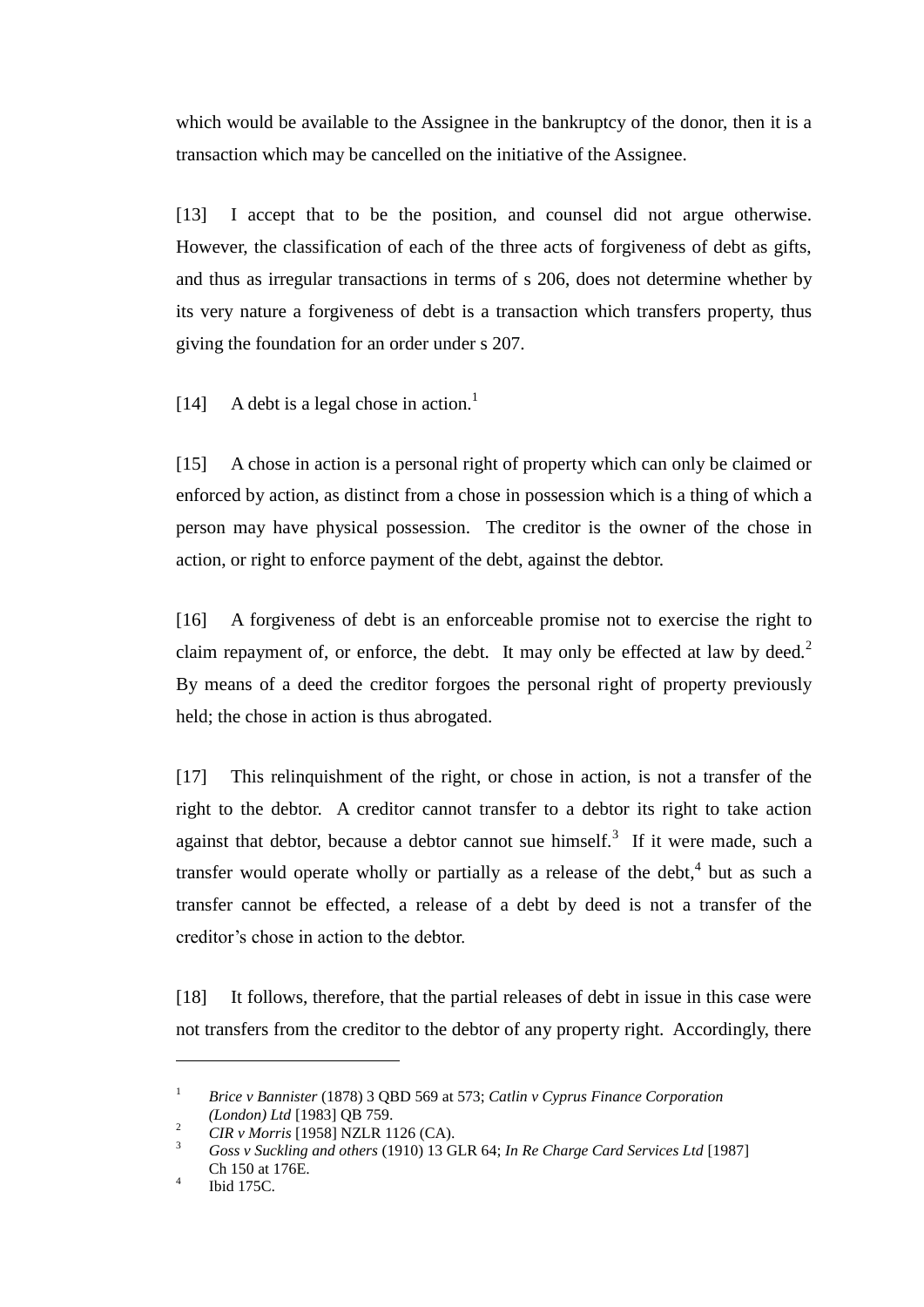which would be available to the Assignee in the bankruptcy of the donor, then it is a transaction which may be cancelled on the initiative of the Assignee.

[13] I accept that to be the position, and counsel did not argue otherwise. However, the classification of each of the three acts of forgiveness of debt as gifts, and thus as irregular transactions in terms of s 206, does not determine whether by its very nature a forgiveness of debt is a transaction which transfers property, thus giving the foundation for an order under s 207.

[14] A debt is a legal chose in action.[1]

[15] A chose in action is a personal right of property which can only be claimed or enforced by action, as distinct from a chose in possession which is a thing of which a person may have physical possession. The creditor is the owner of the chose in action, or right to enforce payment of the debt, against the debtor.

[16] A forgiveness of debt is an enforceable promise not to exercise the right to claim repayment of, or enforce, the debt. It may only be effected at law by deed.[2] By means of a deed the creditor forgoes the personal right of property previously held; the chose in action is thus abrogated.

[17] This relinquishment of the right, or chose in action, is not a transfer of the right to the debtor. A creditor cannot transfer to a debtor its right to take action against that debtor, because a debtor cannot sue himself.[3] If it were made, such a transfer would operate wholly or partially as a release of the debt,[4] but as such a transfer cannot be effected, a release of a debt by deed is not a transfer of the creditor's chose in action to the debtor.

[18] It follows, therefore, that the partial releases of debt in issue in this case were not transfers from the creditor to the debtor of any property right. Accordingly, there

---

[1] *Brice v Bannister* (1878) 3 QBD 569 at 573; *Catlin v Cyprus Finance Corporation (London) Ltd* [1983] QB 759.

[2] *CIR v Morris* [1958] NZLR 1126 (CA).

[3] *Goss v Suckling and others* (1910) 13 GLR 64; *In Re Charge Card Services Ltd* [1987] Ch 150 at 176E.

[4] Ibid 175C.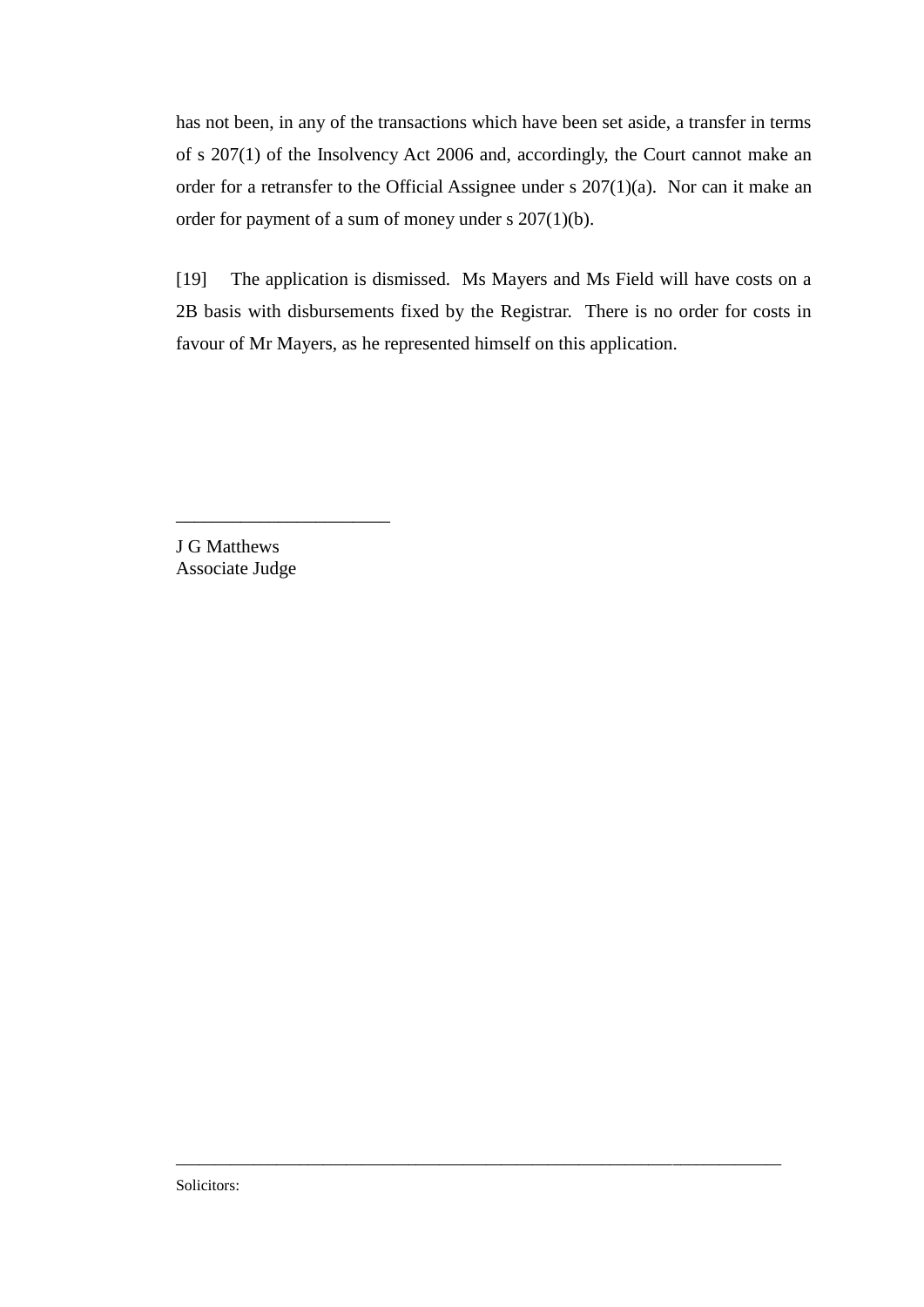has not been, in any of the transactions which have been set aside, a transfer in terms of s 207(1) of the Insolvency Act 2006 and, accordingly, the Court cannot make an order for a retransfer to the Official Assignee under s 207(1)(a). Nor can it make an order for payment of a sum of money under s 207(1)(b).

[19] The application is dismissed. Ms Mayers and Ms Field will have costs on a 2B basis with disbursements fixed by the Registrar. There is no order for costs in favour of Mr Mayers, as he represented himself on this application.

\_\_\_\_\_\_\_\_\_\_\_\_\_\_\_\_\_\_\_\_\_\_\_

J G Matthews
Associate Judge

---

Solicitors: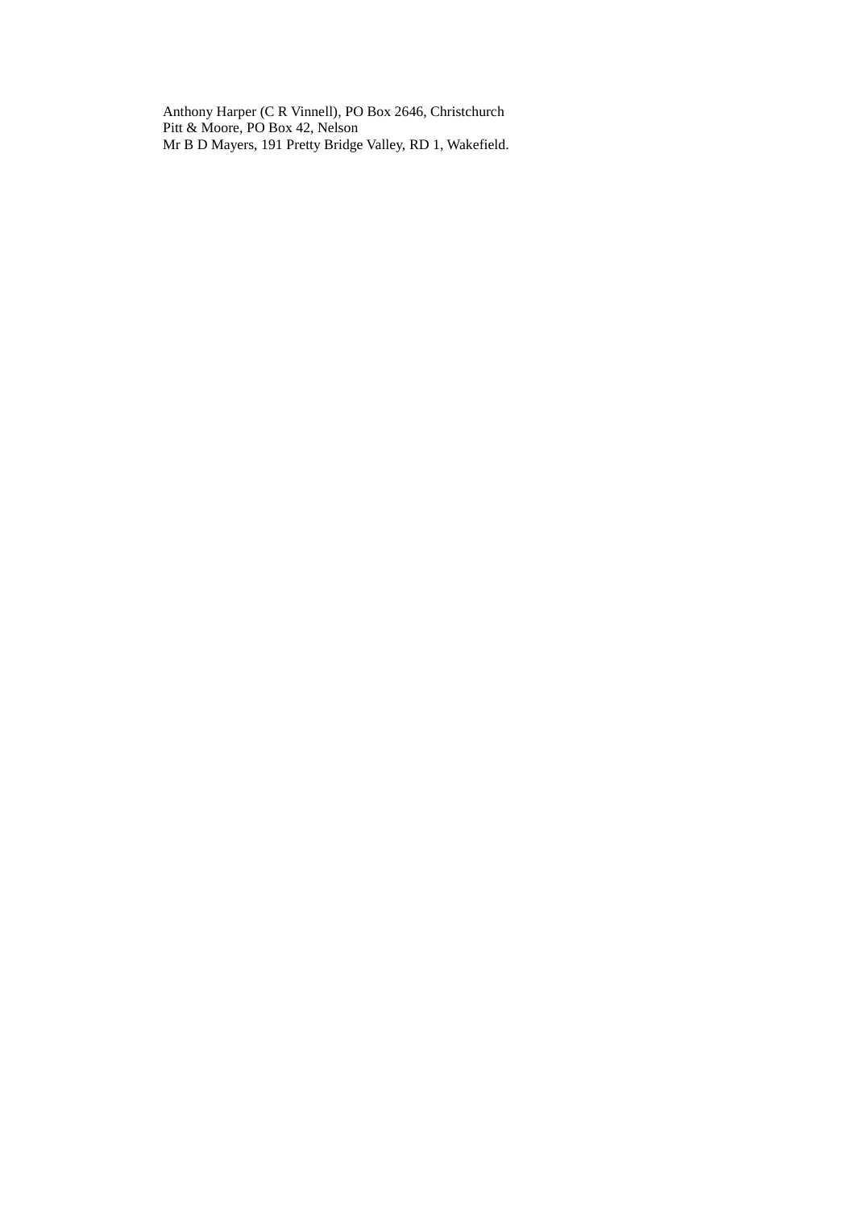Anthony Harper (C R Vinnell), PO Box 2646, Christchurch
Pitt & Moore, PO Box 42, Nelson
Mr B D Mayers, 191 Pretty Bridge Valley, RD 1, Wakefield.